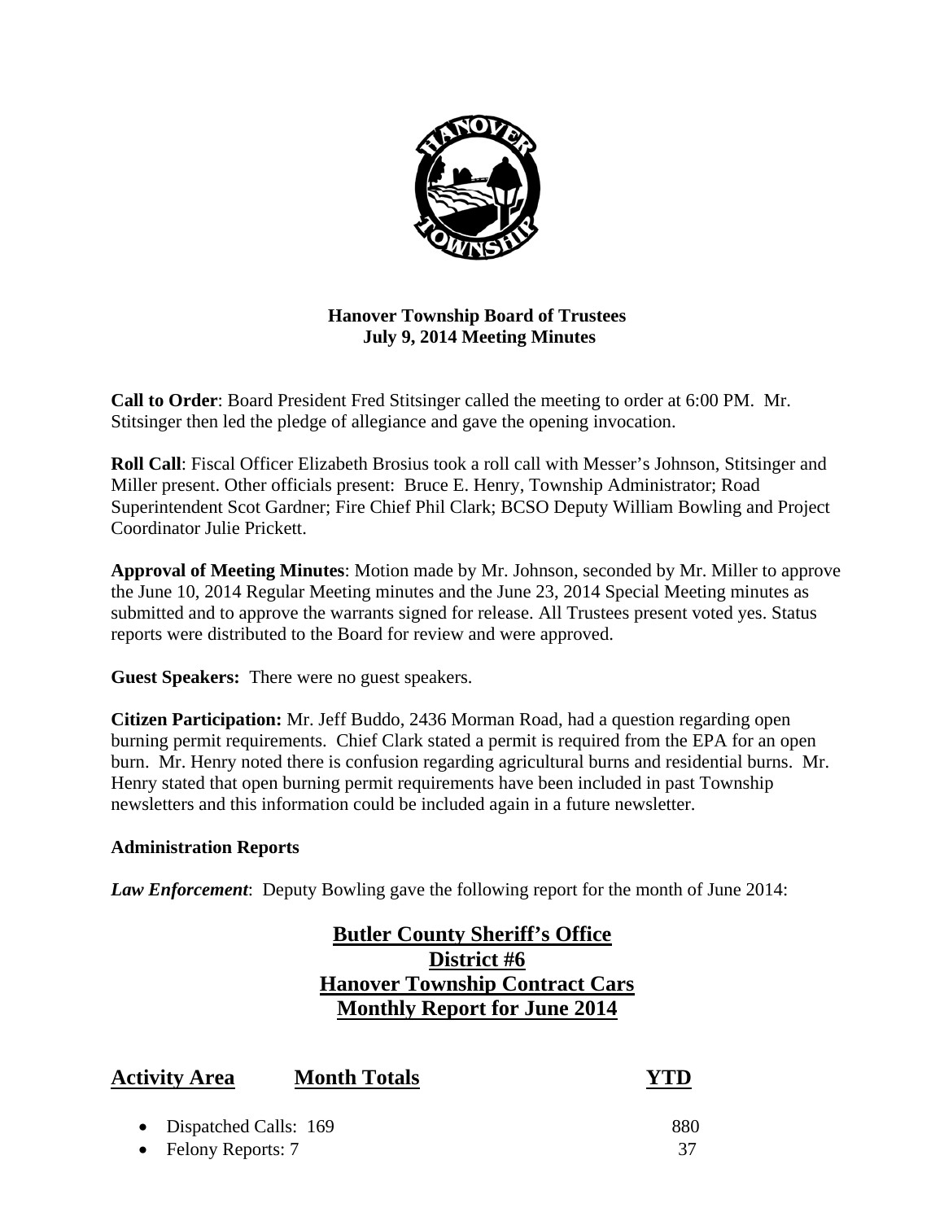**Hanover Township Board of Trustees**
**July 9, 2014 Meeting Minutes**

**Call to Order**: Board President Fred Stitsinger called the meeting to order at 6:00 PM. Mr. Stitsinger then led the pledge of allegiance and gave the opening invocation.

**Roll Call**: Fiscal Officer Elizabeth Brosius took a roll call with Messer's Johnson, Stitsinger and Miller present. Other officials present: Bruce E. Henry, Township Administrator; Road Superintendent Scot Gardner; Fire Chief Phil Clark; BCSO Deputy William Bowling and Project Coordinator Julie Prickett.

**Approval of Meeting Minutes**: Motion made by Mr. Johnson, seconded by Mr. Miller to approve the June 10, 2014 Regular Meeting minutes and the June 23, 2014 Special Meeting minutes as submitted and to approve the warrants signed for release. All Trustees present voted yes. Status reports were distributed to the Board for review and were approved.

**Guest Speakers:** There were no guest speakers.

**Citizen Participation:** Mr. Jeff Buddo, 2436 Morman Road, had a question regarding open burning permit requirements. Chief Clark stated a permit is required from the EPA for an open burn. Mr. Henry noted there is confusion regarding agricultural burns and residential burns. Mr. Henry stated that open burning permit requirements have been included in past Township newsletters and this information could be included again in a future newsletter.

**Administration Reports**

***Law Enforcement***: Deputy Bowling gave the following report for the month of June 2014:

**Butler County Sheriff's Office**
**District #6**
**Hanover Township Contract Cars**
**Monthly Report for June 2014**

| Activity Area | Month Totals | YTD |
|---|---|---|
| Dispatched Calls: | 169 | 880 |
| Felony Reports: | 7 | 37 |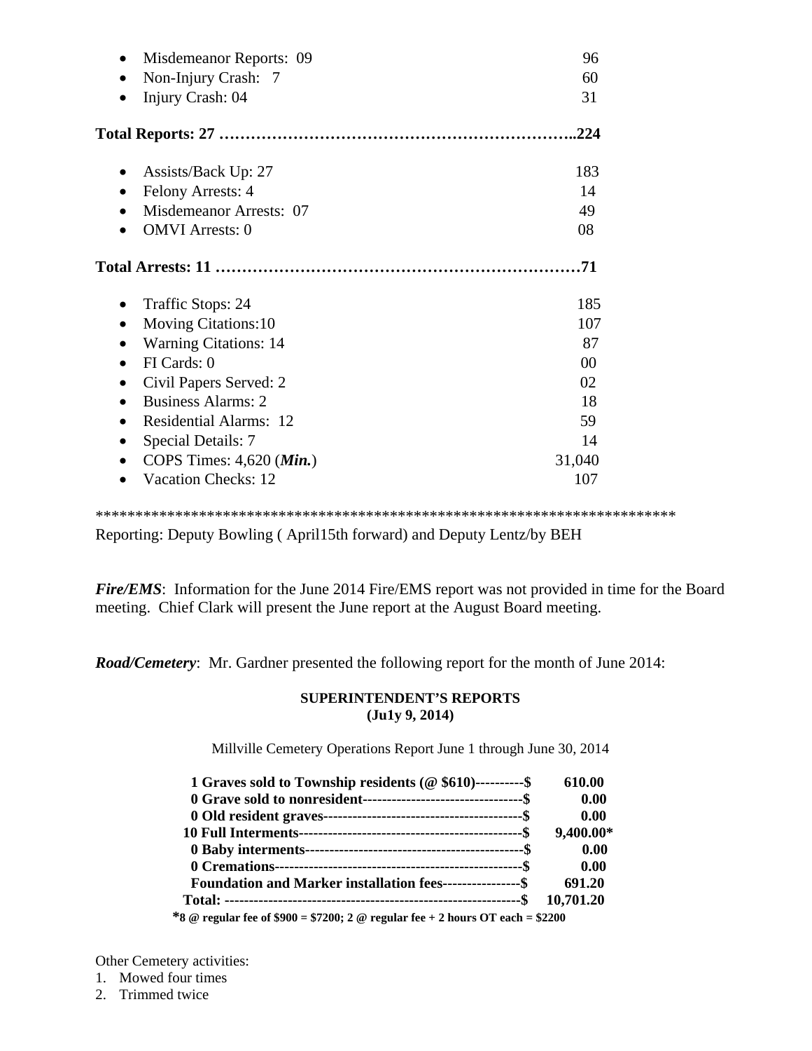- Misdemeanor Reports: 09 — 96
- Non-Injury Crash: 7 — 60
- Injury Crash: 04 — 31

**Total Reports: 27 ………………………………………………………..224**

- Assists/Back Up: 27 — 183
- Felony Arrests: 4 — 14
- Misdemeanor Arrests: 07 — 49
- OMVI Arrests: 0 — 08

**Total Arrests: 11 …………………………………………………………71**

- Traffic Stops: 24 — 185
- Moving Citations:10 — 107
- Warning Citations: 14 — 87
- FI Cards: 0 — 00
- Civil Papers Served: 2 — 02
- Business Alarms: 2 — 18
- Residential Alarms: 12 — 59
- Special Details: 7 — 14
- COPS Times: 4,620 (***Min.***) — 31,040
- Vacation Checks: 12 — 107

**************************************************************************

Reporting: Deputy Bowling ( April15th forward) and Deputy Lentz/by BEH

***Fire/EMS***: Information for the June 2014 Fire/EMS report was not provided in time for the Board meeting. Chief Clark will present the June report at the August Board meeting.

***Road/Cemetery***: Mr. Gardner presented the following report for the month of June 2014:

**SUPERINTENDENT'S REPORTS**
**(Ju1y 9, 2014)**

Millville Cemetery Operations Report June 1 through June 30, 2014

| | |
|---|---|
| **1 Graves sold to Township residents (@ $610)----------$** | **610.00** |
| **0 Grave sold to nonresident--------------------------------$** | **0.00** |
| **0 Old resident graves----------------------------------------$** | **0.00** |
| **10 Full Interments---------------------------------------------$** | **9,400.00*** |
| **0 Baby interments--------------------------------------------$** | **0.00** |
| **0 Cremations--------------------------------------------------$** | **0.00** |
| **Foundation and Marker installation fees----------------$** | **691.20** |
| **Total: -----------------------------------------------------------$** | **10,701.20** |

***8 @ regular fee of $900 = $7200; 2 @ regular fee + 2 hours OT each = $2200**

Other Cemetery activities:

1. Mowed four times
2. Trimmed twice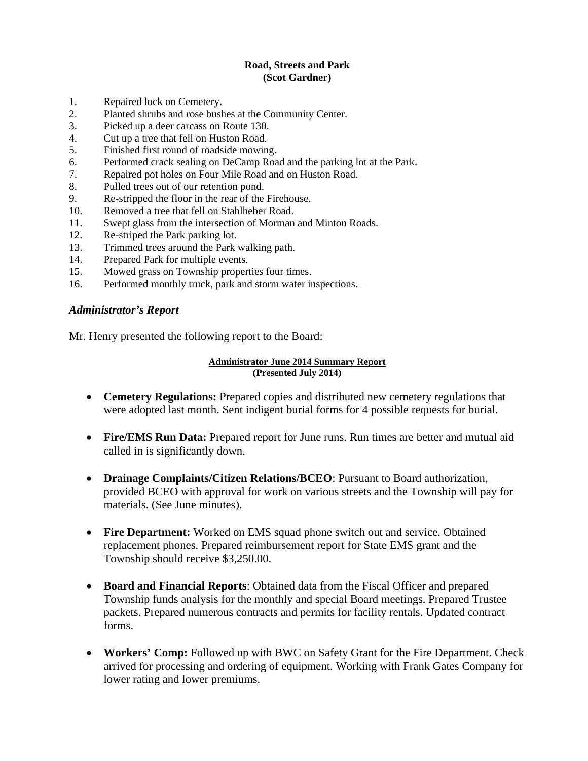**Road, Streets and Park**
**(Scot Gardner)**

1. Repaired lock on Cemetery.
2. Planted shrubs and rose bushes at the Community Center.
3. Picked up a deer carcass on Route 130.
4. Cut up a tree that fell on Huston Road.
5. Finished first round of roadside mowing.
6. Performed crack sealing on DeCamp Road and the parking lot at the Park.
7. Repaired pot holes on Four Mile Road and on Huston Road.
8. Pulled trees out of our retention pond.
9. Re-stripped the floor in the rear of the Firehouse.
10. Removed a tree that fell on Stahlheber Road.
11. Swept glass from the intersection of Morman and Minton Roads.
12. Re-striped the Park parking lot.
13. Trimmed trees around the Park walking path.
14. Prepared Park for multiple events.
15. Mowed grass on Township properties four times.
16. Performed monthly truck, park and storm water inspections.

### *Administrator's Report*

Mr. Henry presented the following report to the Board:

**Administrator June 2014 Summary Report**
**(Presented July 2014)**

- **Cemetery Regulations:** Prepared copies and distributed new cemetery regulations that were adopted last month. Sent indigent burial forms for 4 possible requests for burial.

- **Fire/EMS Run Data:** Prepared report for June runs. Run times are better and mutual aid called in is significantly down.

- **Drainage Complaints/Citizen Relations/BCEO**: Pursuant to Board authorization, provided BCEO with approval for work on various streets and the Township will pay for materials. (See June minutes).

- **Fire Department:** Worked on EMS squad phone switch out and service. Obtained replacement phones. Prepared reimbursement report for State EMS grant and the Township should receive $3,250.00.

- **Board and Financial Reports**: Obtained data from the Fiscal Officer and prepared Township funds analysis for the monthly and special Board meetings. Prepared Trustee packets. Prepared numerous contracts and permits for facility rentals. Updated contract forms.

- **Workers' Comp:** Followed up with BWC on Safety Grant for the Fire Department. Check arrived for processing and ordering of equipment. Working with Frank Gates Company for lower rating and lower premiums.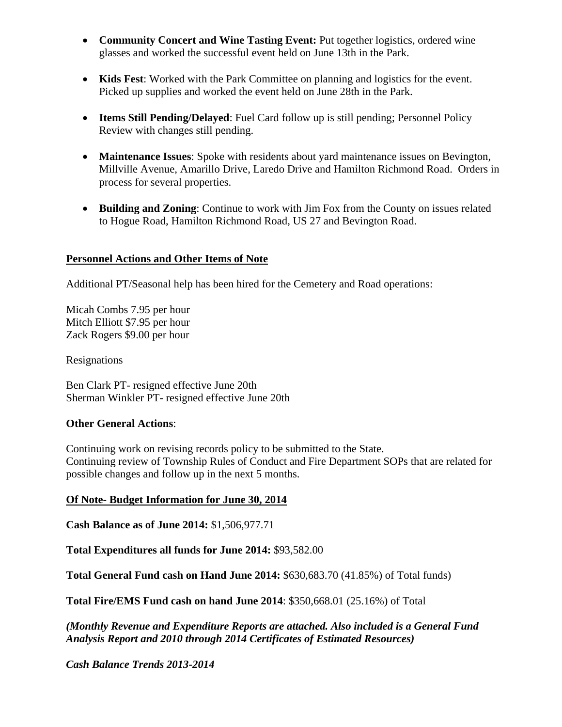- **Community Concert and Wine Tasting Event:** Put together logistics, ordered wine glasses and worked the successful event held on June 13th in the Park.

- **Kids Fest**: Worked with the Park Committee on planning and logistics for the event. Picked up supplies and worked the event held on June 28th in the Park.

- **Items Still Pending/Delayed**: Fuel Card follow up is still pending; Personnel Policy Review with changes still pending.

- **Maintenance Issues**: Spoke with residents about yard maintenance issues on Bevington, Millville Avenue, Amarillo Drive, Laredo Drive and Hamilton Richmond Road. Orders in process for several properties.

- **Building and Zoning**: Continue to work with Jim Fox from the County on issues related to Hogue Road, Hamilton Richmond Road, US 27 and Bevington Road.

**<u>Personnel Actions and Other Items of Note</u>**

Additional PT/Seasonal help has been hired for the Cemetery and Road operations:

Micah Combs 7.95 per hour
Mitch Elliott $7.95 per hour
Zack Rogers $9.00 per hour

Resignations

Ben Clark PT- resigned effective June 20th
Sherman Winkler PT- resigned effective June 20th

**Other General Actions**:

Continuing work on revising records policy to be submitted to the State.
Continuing review of Township Rules of Conduct and Fire Department SOPs that are related for possible changes and follow up in the next 5 months.

**<u>Of Note- Budget Information for June 30, 2014</u>**

**Cash Balance as of June 2014:** $1,506,977.71

**Total Expenditures all funds for June 2014:** $93,582.00

**Total General Fund cash on Hand June 2014:** $630,683.70 (41.85%) of Total funds)

**Total Fire/EMS Fund cash on hand June 2014**: $350,668.01 (25.16%) of Total

***(Monthly Revenue and Expenditure Reports are attached. Also included is a General Fund Analysis Report and 2010 through 2014 Certificates of Estimated Resources)***

***Cash Balance Trends 2013-2014***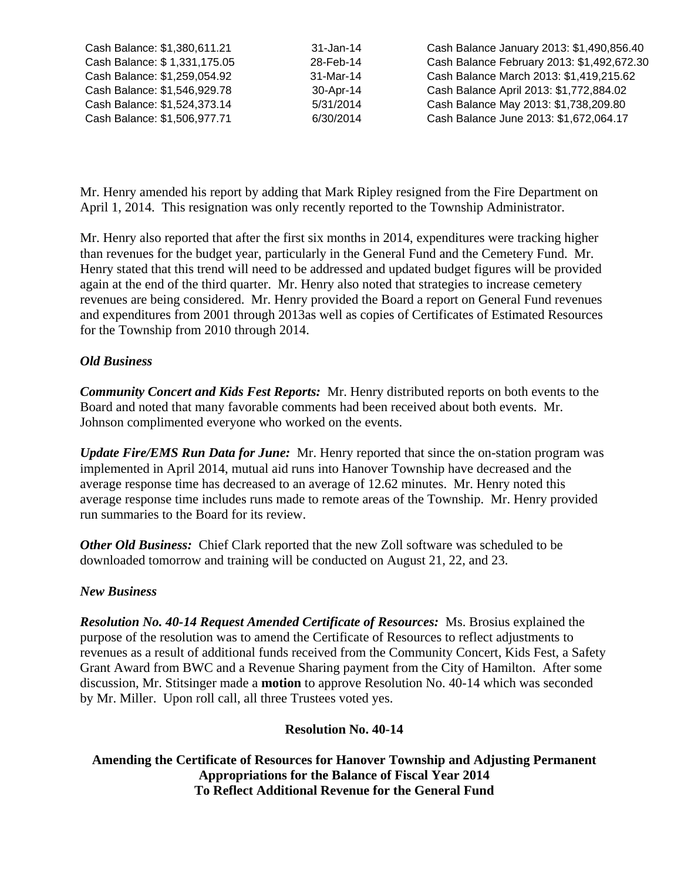| | | |
|---|---|---|
| Cash Balance: $1,380,611.21 | 31-Jan-14 | Cash Balance January 2013: $1,490,856.40 |
| Cash Balance: $ 1,331,175.05 | 28-Feb-14 | Cash Balance February 2013: $1,492,672.30 |
| Cash Balance: $1,259,054.92 | 31-Mar-14 | Cash Balance March 2013: $1,419,215.62 |
| Cash Balance: $1,546,929.78 | 30-Apr-14 | Cash Balance April 2013: $1,772,884.02 |
| Cash Balance: $1,524,373.14 | 5/31/2014 | Cash Balance May 2013: $1,738,209.80 |
| Cash Balance: $1,506,977.71 | 6/30/2014 | Cash Balance June 2013: $1,672,064.17 |

Mr. Henry amended his report by adding that Mark Ripley resigned from the Fire Department on April 1, 2014. This resignation was only recently reported to the Township Administrator.

Mr. Henry also reported that after the first six months in 2014, expenditures were tracking higher than revenues for the budget year, particularly in the General Fund and the Cemetery Fund. Mr. Henry stated that this trend will need to be addressed and updated budget figures will be provided again at the end of the third quarter. Mr. Henry also noted that strategies to increase cemetery revenues are being considered. Mr. Henry provided the Board a report on General Fund revenues and expenditures from 2001 through 2013as well as copies of Certificates of Estimated Resources for the Township from 2010 through 2014.

*Old Business*

***Community Concert and Kids Fest Reports:*** Mr. Henry distributed reports on both events to the Board and noted that many favorable comments had been received about both events. Mr. Johnson complimented everyone who worked on the events.

***Update Fire/EMS Run Data for June:*** Mr. Henry reported that since the on-station program was implemented in April 2014, mutual aid runs into Hanover Township have decreased and the average response time has decreased to an average of 12.62 minutes. Mr. Henry noted this average response time includes runs made to remote areas of the Township. Mr. Henry provided run summaries to the Board for its review.

***Other Old Business:*** Chief Clark reported that the new Zoll software was scheduled to be downloaded tomorrow and training will be conducted on August 21, 22, and 23.

*New Business*

***Resolution No. 40-14 Request Amended Certificate of Resources:*** Ms. Brosius explained the purpose of the resolution was to amend the Certificate of Resources to reflect adjustments to revenues as a result of additional funds received from the Community Concert, Kids Fest, a Safety Grant Award from BWC and a Revenue Sharing payment from the City of Hamilton. After some discussion, Mr. Stitsinger made a **motion** to approve Resolution No. 40-14 which was seconded by Mr. Miller. Upon roll call, all three Trustees voted yes.

**Resolution No. 40-14**

**Amending the Certificate of Resources for Hanover Township and Adjusting Permanent Appropriations for the Balance of Fiscal Year 2014 To Reflect Additional Revenue for the General Fund**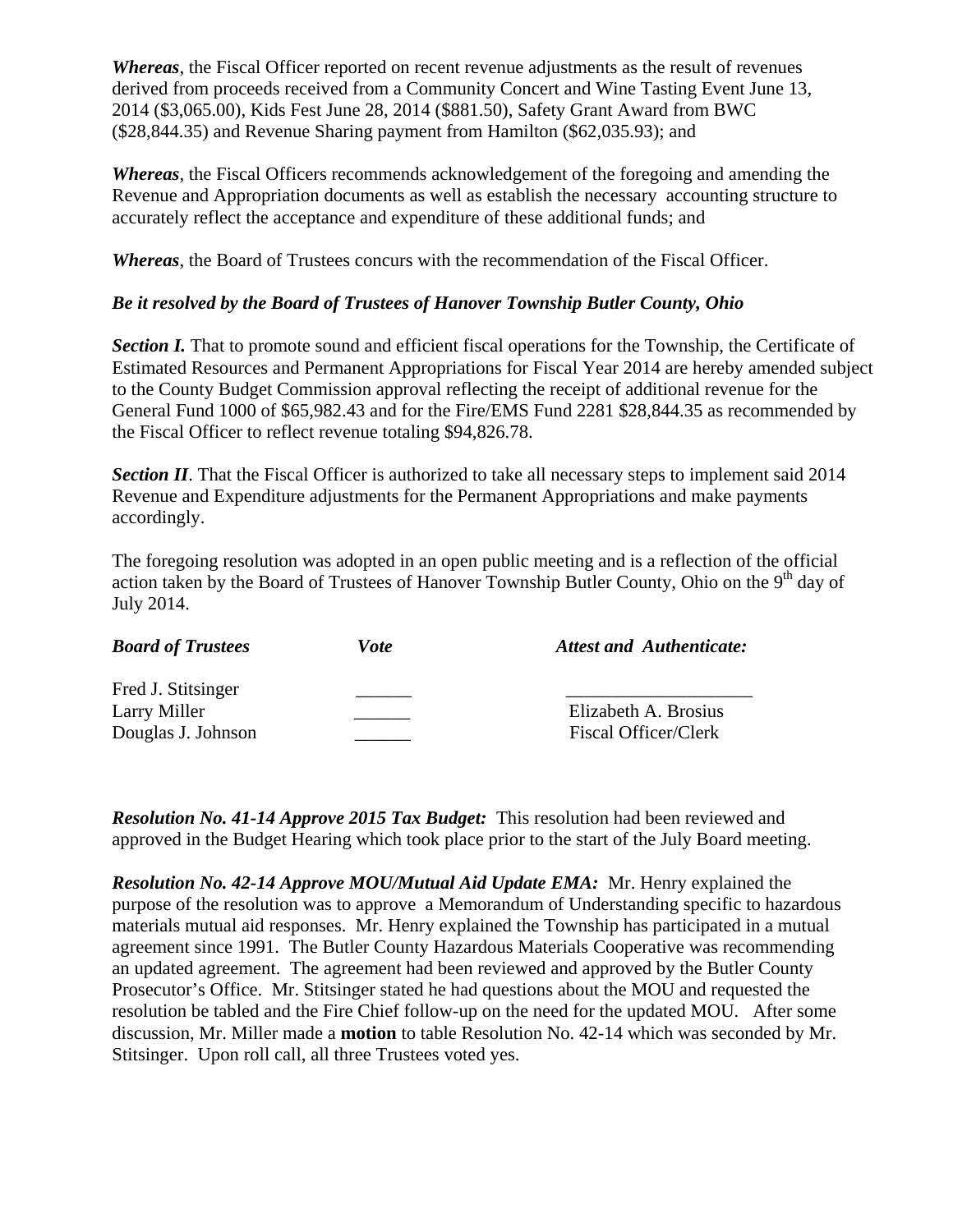***Whereas***, the Fiscal Officer reported on recent revenue adjustments as the result of revenues derived from proceeds received from a Community Concert and Wine Tasting Event June 13, 2014 ($3,065.00), Kids Fest June 28, 2014 ($881.50), Safety Grant Award from BWC ($28,844.35) and Revenue Sharing payment from Hamilton ($62,035.93); and

***Whereas***, the Fiscal Officers recommends acknowledgement of the foregoing and amending the Revenue and Appropriation documents as well as establish the necessary accounting structure to accurately reflect the acceptance and expenditure of these additional funds; and

***Whereas***, the Board of Trustees concurs with the recommendation of the Fiscal Officer.

***Be it resolved by the Board of Trustees of Hanover Township Butler County, Ohio***

***Section I.*** That to promote sound and efficient fiscal operations for the Township, the Certificate of Estimated Resources and Permanent Appropriations for Fiscal Year 2014 are hereby amended subject to the County Budget Commission approval reflecting the receipt of additional revenue for the General Fund 1000 of $65,982.43 and for the Fire/EMS Fund 2281 $28,844.35 as recommended by the Fiscal Officer to reflect revenue totaling $94,826.78.

***Section II***. That the Fiscal Officer is authorized to take all necessary steps to implement said 2014 Revenue and Expenditure adjustments for the Permanent Appropriations and make payments accordingly.

The foregoing resolution was adopted in an open public meeting and is a reflection of the official action taken by the Board of Trustees of Hanover Township Butler County, Ohio on the 9th day of July 2014.

| ***Board of Trustees*** | ***Vote*** | ***Attest and Authenticate:*** |
|---|---|---|
| Fred J. Stitsinger | ______ | ____________________ |
| Larry Miller | ______ | Elizabeth A. Brosius |
| Douglas J. Johnson | ______ | Fiscal Officer/Clerk |

***Resolution No. 41-14 Approve 2015 Tax Budget:*** This resolution had been reviewed and approved in the Budget Hearing which took place prior to the start of the July Board meeting.

***Resolution No. 42-14 Approve MOU/Mutual Aid Update EMA:*** Mr. Henry explained the purpose of the resolution was to approve a Memorandum of Understanding specific to hazardous materials mutual aid responses. Mr. Henry explained the Township has participated in a mutual agreement since 1991. The Butler County Hazardous Materials Cooperative was recommending an updated agreement. The agreement had been reviewed and approved by the Butler County Prosecutor's Office. Mr. Stitsinger stated he had questions about the MOU and requested the resolution be tabled and the Fire Chief follow-up on the need for the updated MOU. After some discussion, Mr. Miller made a **motion** to table Resolution No. 42-14 which was seconded by Mr. Stitsinger. Upon roll call, all three Trustees voted yes.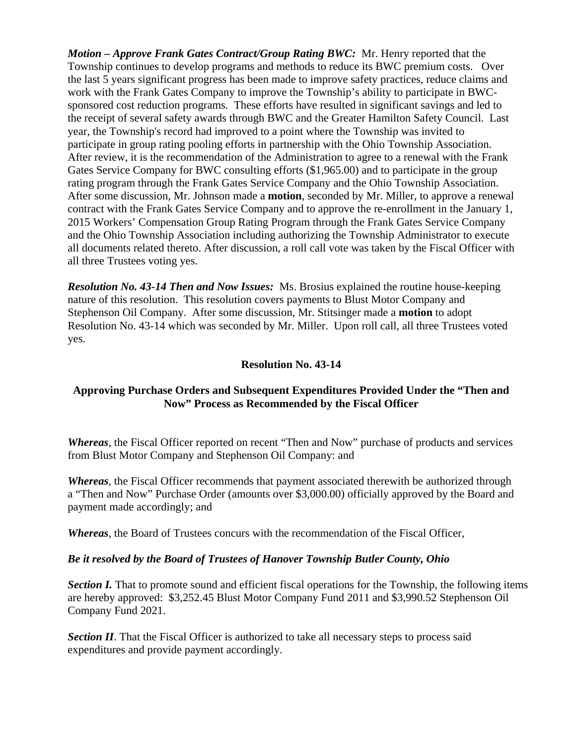***Motion – Approve Frank Gates Contract/Group Rating BWC:*** Mr. Henry reported that the Township continues to develop programs and methods to reduce its BWC premium costs. Over the last 5 years significant progress has been made to improve safety practices, reduce claims and work with the Frank Gates Company to improve the Township's ability to participate in BWC-sponsored cost reduction programs. These efforts have resulted in significant savings and led to the receipt of several safety awards through BWC and the Greater Hamilton Safety Council. Last year, the Township's record had improved to a point where the Township was invited to participate in group rating pooling efforts in partnership with the Ohio Township Association. After review, it is the recommendation of the Administration to agree to a renewal with the Frank Gates Service Company for BWC consulting efforts ($1,965.00) and to participate in the group rating program through the Frank Gates Service Company and the Ohio Township Association. After some discussion, Mr. Johnson made a **motion**, seconded by Mr. Miller, to approve a renewal contract with the Frank Gates Service Company and to approve the re-enrollment in the January 1, 2015 Workers' Compensation Group Rating Program through the Frank Gates Service Company and the Ohio Township Association including authorizing the Township Administrator to execute all documents related thereto. After discussion, a roll call vote was taken by the Fiscal Officer with all three Trustees voting yes.

***Resolution No. 43-14 Then and Now Issues:*** Ms. Brosius explained the routine house-keeping nature of this resolution. This resolution covers payments to Blust Motor Company and Stephenson Oil Company. After some discussion, Mr. Stitsinger made a **motion** to adopt Resolution No. 43-14 which was seconded by Mr. Miller. Upon roll call, all three Trustees voted yes.

## Resolution No. 43-14

## Approving Purchase Orders and Subsequent Expenditures Provided Under the "Then and Now" Process as Recommended by the Fiscal Officer

***Whereas***, the Fiscal Officer reported on recent "Then and Now" purchase of products and services from Blust Motor Company and Stephenson Oil Company: and

***Whereas***, the Fiscal Officer recommends that payment associated therewith be authorized through a "Then and Now" Purchase Order (amounts over $3,000.00) officially approved by the Board and payment made accordingly; and

***Whereas***, the Board of Trustees concurs with the recommendation of the Fiscal Officer,

***Be it resolved by the Board of Trustees of Hanover Township Butler County, Ohio***

***Section I.*** That to promote sound and efficient fiscal operations for the Township, the following items are hereby approved: $3,252.45 Blust Motor Company Fund 2011 and $3,990.52 Stephenson Oil Company Fund 2021.

***Section II***. That the Fiscal Officer is authorized to take all necessary steps to process said expenditures and provide payment accordingly.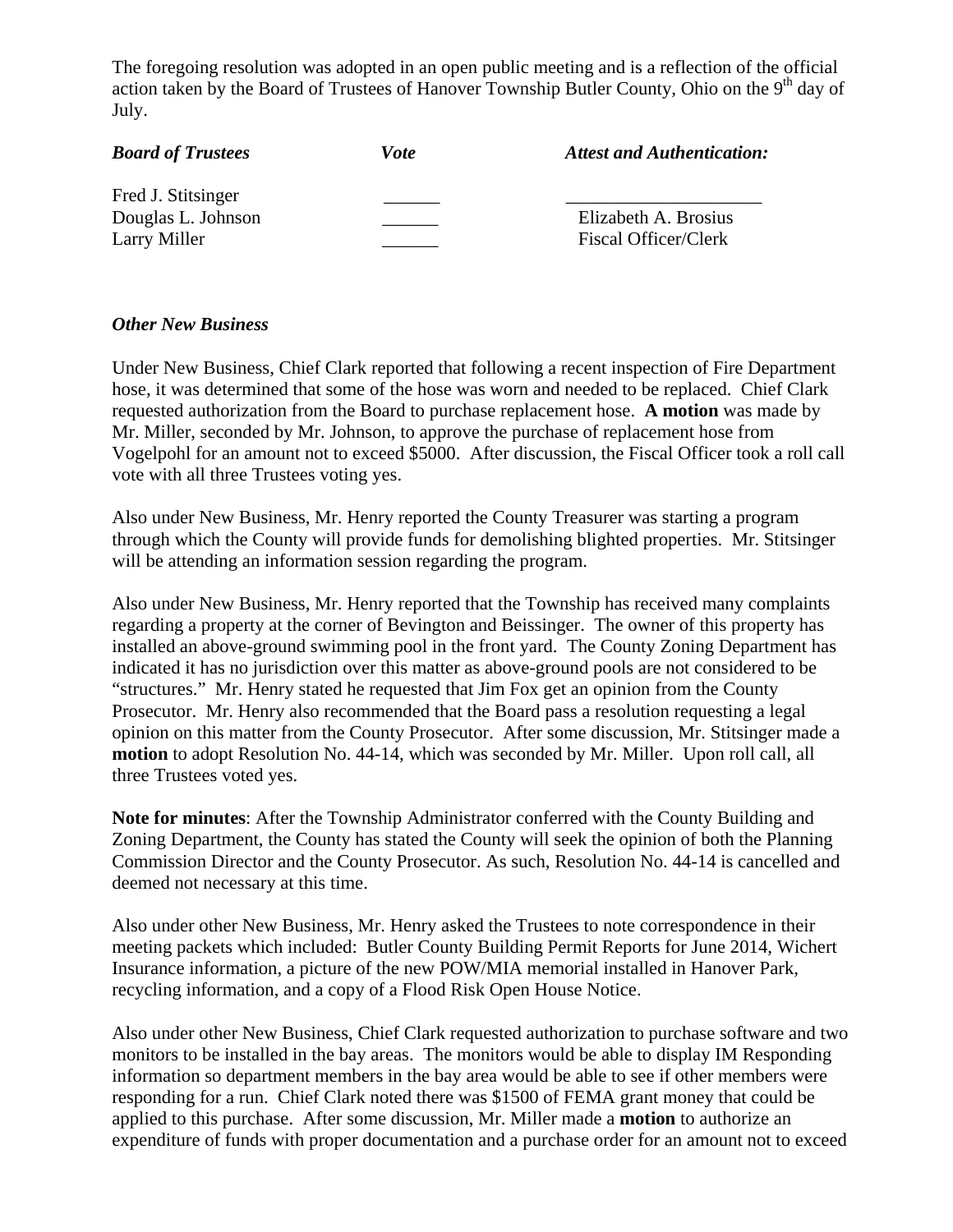The foregoing resolution was adopted in an open public meeting and is a reflection of the official action taken by the Board of Trustees of Hanover Township Butler County, Ohio on the 9th day of July.

| ***Board of Trustees*** | ***Vote*** | ***Attest and Authentication:*** |
| --- | --- | --- |
| Fred J. Stitsinger | ______ | ____________________ |
| Douglas L. Johnson | ______ | Elizabeth A. Brosius |
| Larry Miller | ______ | Fiscal Officer/Clerk |

***Other New Business***

Under New Business, Chief Clark reported that following a recent inspection of Fire Department hose, it was determined that some of the hose was worn and needed to be replaced. Chief Clark requested authorization from the Board to purchase replacement hose. **A motion** was made by Mr. Miller, seconded by Mr. Johnson, to approve the purchase of replacement hose from Vogelpohl for an amount not to exceed $5000. After discussion, the Fiscal Officer took a roll call vote with all three Trustees voting yes.

Also under New Business, Mr. Henry reported the County Treasurer was starting a program through which the County will provide funds for demolishing blighted properties. Mr. Stitsinger will be attending an information session regarding the program.

Also under New Business, Mr. Henry reported that the Township has received many complaints regarding a property at the corner of Bevington and Beissinger. The owner of this property has installed an above-ground swimming pool in the front yard. The County Zoning Department has indicated it has no jurisdiction over this matter as above-ground pools are not considered to be "structures." Mr. Henry stated he requested that Jim Fox get an opinion from the County Prosecutor. Mr. Henry also recommended that the Board pass a resolution requesting a legal opinion on this matter from the County Prosecutor. After some discussion, Mr. Stitsinger made a **motion** to adopt Resolution No. 44-14, which was seconded by Mr. Miller. Upon roll call, all three Trustees voted yes.

**Note for minutes**: After the Township Administrator conferred with the County Building and Zoning Department, the County has stated the County will seek the opinion of both the Planning Commission Director and the County Prosecutor. As such, Resolution No. 44-14 is cancelled and deemed not necessary at this time.

Also under other New Business, Mr. Henry asked the Trustees to note correspondence in their meeting packets which included: Butler County Building Permit Reports for June 2014, Wichert Insurance information, a picture of the new POW/MIA memorial installed in Hanover Park, recycling information, and a copy of a Flood Risk Open House Notice.

Also under other New Business, Chief Clark requested authorization to purchase software and two monitors to be installed in the bay areas. The monitors would be able to display IM Responding information so department members in the bay area would be able to see if other members were responding for a run. Chief Clark noted there was $1500 of FEMA grant money that could be applied to this purchase. After some discussion, Mr. Miller made a **motion** to authorize an expenditure of funds with proper documentation and a purchase order for an amount not to exceed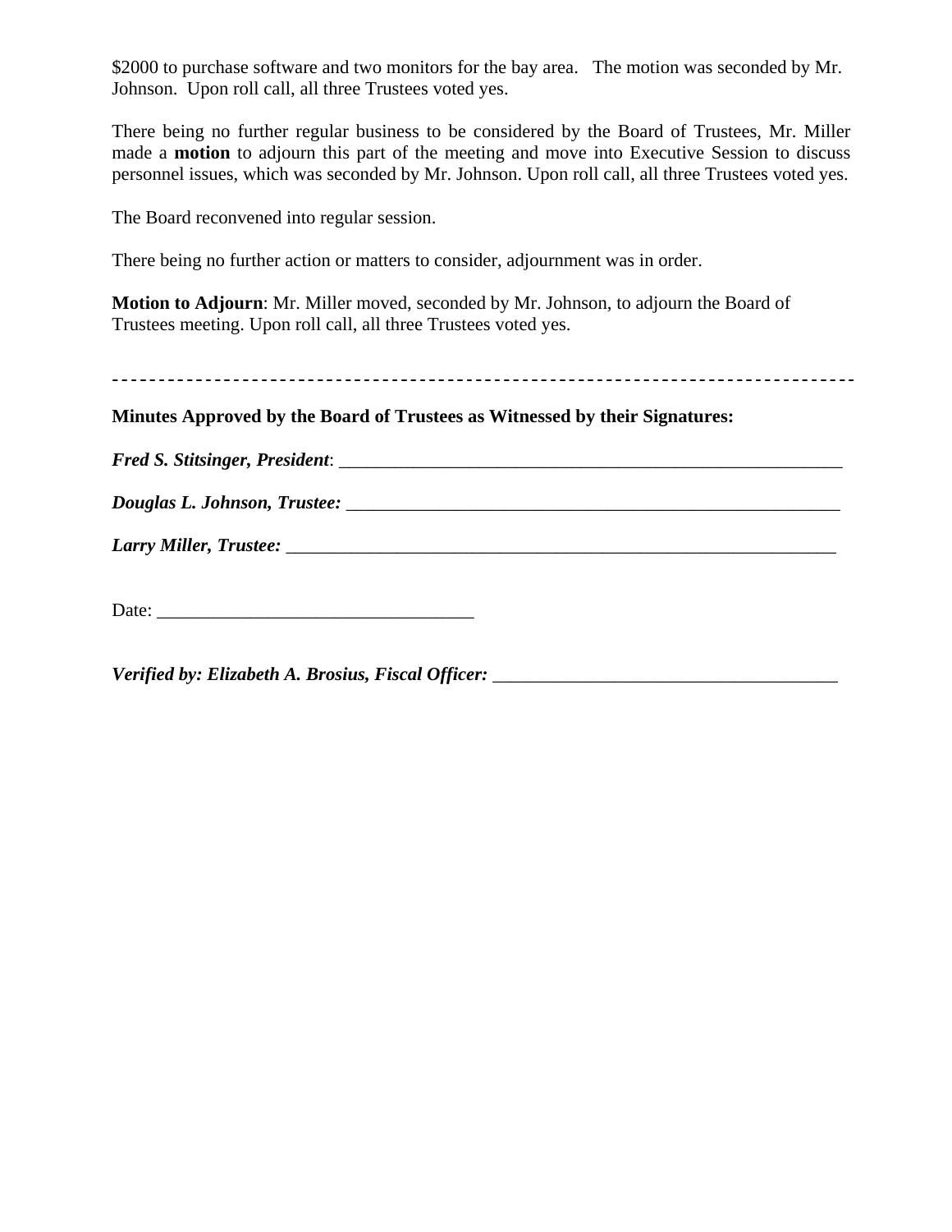$2000 to purchase software and two monitors for the bay area. The motion was seconded by Mr. Johnson. Upon roll call, all three Trustees voted yes.

There being no further regular business to be considered by the Board of Trustees, Mr. Miller made a **motion** to adjourn this part of the meeting and move into Executive Session to discuss personnel issues, which was seconded by Mr. Johnson. Upon roll call, all three Trustees voted yes.

The Board reconvened into regular session.

There being no further action or matters to consider, adjournment was in order.

**Motion to Adjourn**: Mr. Miller moved, seconded by Mr. Johnson, to adjourn the Board of Trustees meeting. Upon roll call, all three Trustees voted yes.

---

**Minutes Approved by the Board of Trustees as Witnessed by their Signatures:**

***Fred S. Stitsinger, President***: _______________________________________________________

***Douglas L. Johnson, Trustee:*** _______________________________________________________

***Larry Miller, Trustee:*** ____________________________________________________________

Date: __________________________________

***Verified by: Elizabeth A. Brosius, Fiscal Officer:*** _____________________________________